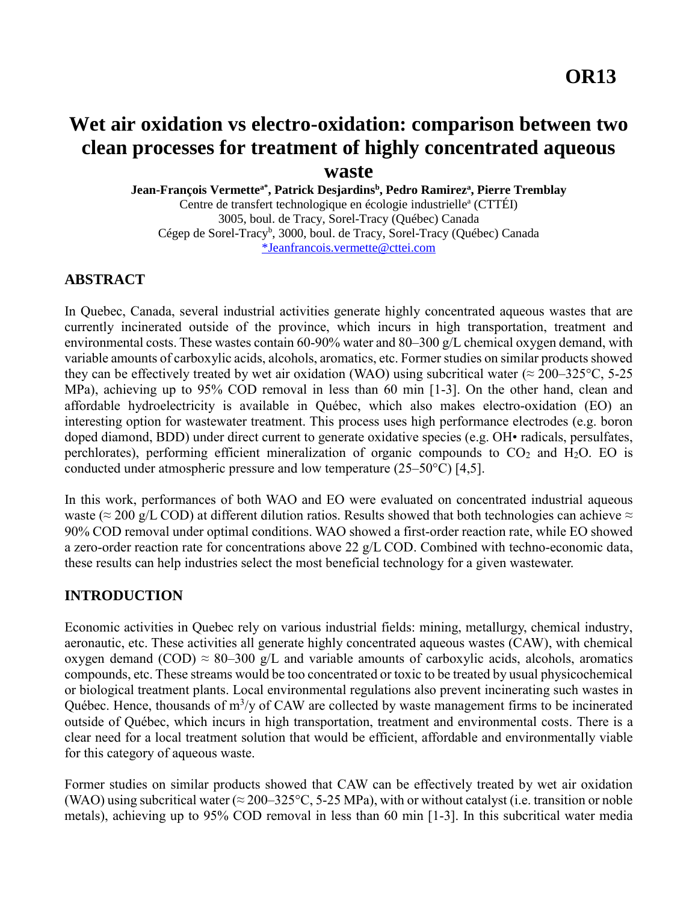# OR13

# Wet air oxidation vs electro-oxidation: comparison between two clean processes for treatment of highly concentrated aqueous waste

**Jean-François Vermette[a*], Patrick Desjardins[b], Pedro Ramirez[a], Pierre Tremblay**

Centre de transfert technologique en écologie industrielle[a] (CTTÉI)
3005, boul. de Tracy, Sorel-Tracy (Québec) Canada
Cégep de Sorel-Tracy[b], 3000, boul. de Tracy, Sorel-Tracy (Québec) Canada
*Jeanfrancois.vermette@cttei.com

## ABSTRACT

In Quebec, Canada, several industrial activities generate highly concentrated aqueous wastes that are currently incinerated outside of the province, which incurs in high transportation, treatment and environmental costs. These wastes contain 60-90% water and 80–300 g/L chemical oxygen demand, with variable amounts of carboxylic acids, alcohols, aromatics, etc. Former studies on similar products showed they can be effectively treated by wet air oxidation (WAO) using subcritical water (≈ 200–325°C, 5-25 MPa), achieving up to 95% COD removal in less than 60 min [1-3]. On the other hand, clean and affordable hydroelectricity is available in Québec, which also makes electro-oxidation (EO) an interesting option for wastewater treatment. This process uses high performance electrodes (e.g. boron doped diamond, BDD) under direct current to generate oxidative species (e.g. OH• radicals, persulfates, perchlorates), performing efficient mineralization of organic compounds to $CO_2$ and $H_2O$. EO is conducted under atmospheric pressure and low temperature (25–50°C) [4,5].

In this work, performances of both WAO and EO were evaluated on concentrated industrial aqueous waste (≈ 200 g/L COD) at different dilution ratios. Results showed that both technologies can achieve ≈ 90% COD removal under optimal conditions. WAO showed a first-order reaction rate, while EO showed a zero-order reaction rate for concentrations above 22 g/L COD. Combined with techno-economic data, these results can help industries select the most beneficial technology for a given wastewater.

## INTRODUCTION

Economic activities in Quebec rely on various industrial fields: mining, metallurgy, chemical industry, aeronautic, etc. These activities all generate highly concentrated aqueous wastes (CAW), with chemical oxygen demand (COD) ≈ 80–300 g/L and variable amounts of carboxylic acids, alcohols, aromatics compounds, etc. These streams would be too concentrated or toxic to be treated by usual physicochemical or biological treatment plants. Local environmental regulations also prevent incinerating such wastes in Québec. Hence, thousands of $m^3$/y of CAW are collected by waste management firms to be incinerated outside of Québec, which incurs in high transportation, treatment and environmental costs. There is a clear need for a local treatment solution that would be efficient, affordable and environmentally viable for this category of aqueous waste.

Former studies on similar products showed that CAW can be effectively treated by wet air oxidation (WAO) using subcritical water (≈ 200–325°C, 5-25 MPa), with or without catalyst (i.e. transition or noble metals), achieving up to 95% COD removal in less than 60 min [1-3]. In this subcritical water media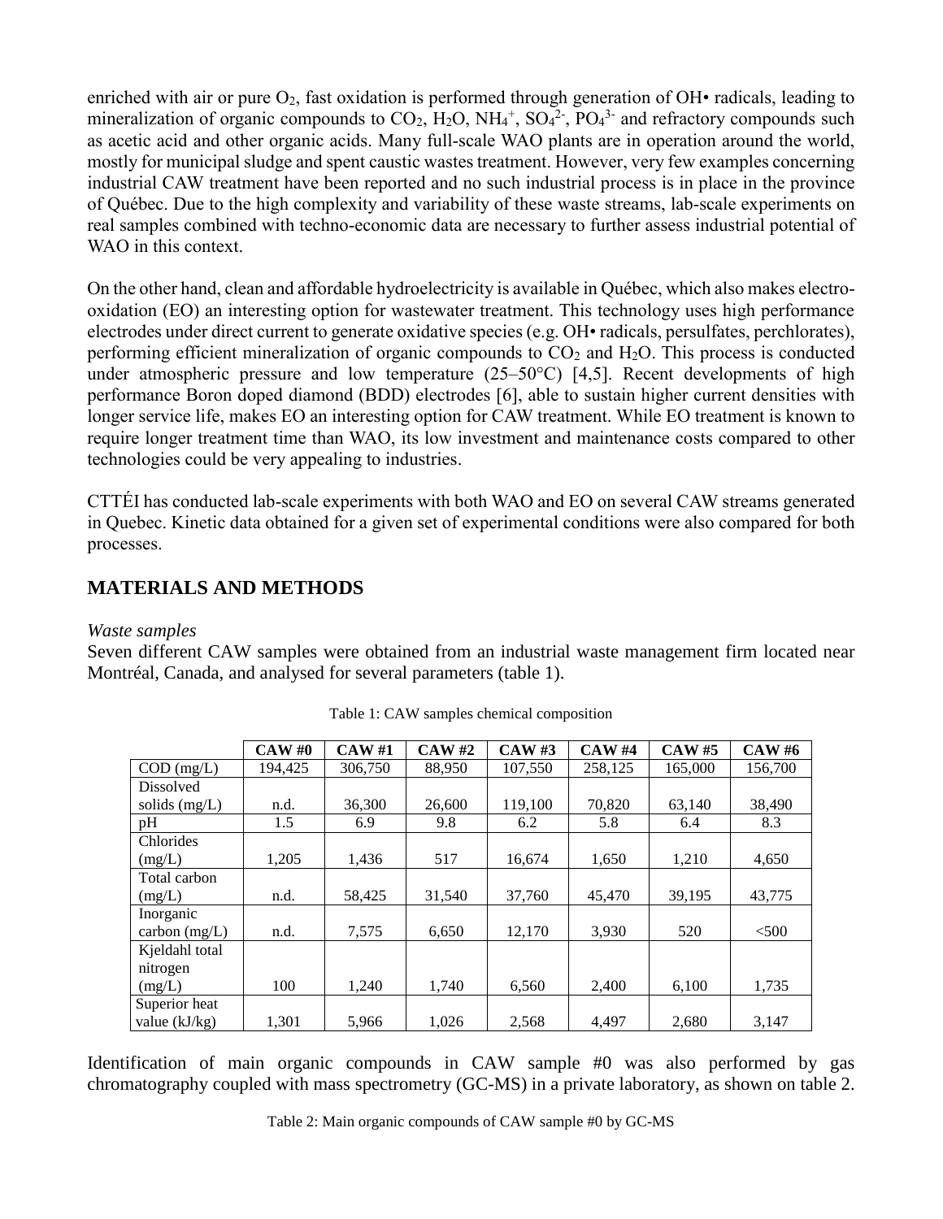enriched with air or pure $O_2$, fast oxidation is performed through generation of OH• radicals, leading to mineralization of organic compounds to $CO_2$, $H_2O$, $NH_4^+$, $SO_4^{2-}$, $PO_4^{3-}$ and refractory compounds such as acetic acid and other organic acids. Many full-scale WAO plants are in operation around the world, mostly for municipal sludge and spent caustic wastes treatment. However, very few examples concerning industrial CAW treatment have been reported and no such industrial process is in place in the province of Québec. Due to the high complexity and variability of these waste streams, lab-scale experiments on real samples combined with techno-economic data are necessary to further assess industrial potential of WAO in this context.

On the other hand, clean and affordable hydroelectricity is available in Québec, which also makes electro-oxidation (EO) an interesting option for wastewater treatment. This technology uses high performance electrodes under direct current to generate oxidative species (e.g. OH• radicals, persulfates, perchlorates), performing efficient mineralization of organic compounds to $CO_2$ and $H_2O$. This process is conducted under atmospheric pressure and low temperature (25–50°C) [4,5]. Recent developments of high performance Boron doped diamond (BDD) electrodes [6], able to sustain higher current densities with longer service life, makes EO an interesting option for CAW treatment. While EO treatment is known to require longer treatment time than WAO, its low investment and maintenance costs compared to other technologies could be very appealing to industries.

CTTÉI has conducted lab-scale experiments with both WAO and EO on several CAW streams generated in Quebec. Kinetic data obtained for a given set of experimental conditions were also compared for both processes.

## MATERIALS AND METHODS

*Waste samples*

Seven different CAW samples were obtained from an industrial waste management firm located near Montréal, Canada, and analysed for several parameters (table 1).

Table 1: CAW samples chemical composition

| | CAW #0 | CAW #1 | CAW #2 | CAW #3 | CAW #4 | CAW #5 | CAW #6 |
|---|---|---|---|---|---|---|---|
| COD (mg/L) | 194,425 | 306,750 | 88,950 | 107,550 | 258,125 | 165,000 | 156,700 |
| Dissolved solids (mg/L) | n.d. | 36,300 | 26,600 | 119,100 | 70,820 | 63,140 | 38,490 |
| pH | 1.5 | 6.9 | 9.8 | 6.2 | 5.8 | 6.4 | 8.3 |
| Chlorides (mg/L) | 1,205 | 1,436 | 517 | 16,674 | 1,650 | 1,210 | 4,650 |
| Total carbon (mg/L) | n.d. | 58,425 | 31,540 | 37,760 | 45,470 | 39,195 | 43,775 |
| Inorganic carbon (mg/L) | n.d. | 7,575 | 6,650 | 12,170 | 3,930 | 520 | <500 |
| Kjeldahl total nitrogen (mg/L) | 100 | 1,240 | 1,740 | 6,560 | 2,400 | 6,100 | 1,735 |
| Superior heat value (kJ/kg) | 1,301 | 5,966 | 1,026 | 2,568 | 4,497 | 2,680 | 3,147 |

Identification of main organic compounds in CAW sample #0 was also performed by gas chromatography coupled with mass spectrometry (GC-MS) in a private laboratory, as shown on table 2.

Table 2: Main organic compounds of CAW sample #0 by GC-MS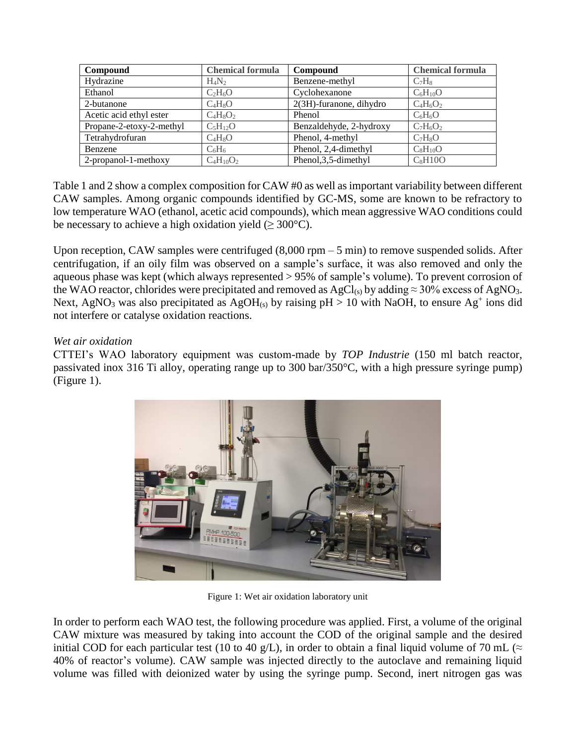| Compound | Chemical formula | Compound | Chemical formula |
| --- | --- | --- | --- |
| Hydrazine | $H_4N_2$ | Benzene-methyl | $C_7H_8$ |
| Ethanol | $C_2H_6O$ | Cyclohexanone | $C_6H_{10}O$ |
| 2-butanone | $C_4H_8O$ | 2(3H)-furanone, dihydro | $C_4H_6O_2$ |
| Acetic acid ethyl ester | $C_4H_8O_2$ | Phenol | $C_6H_6O$ |
| Propane-2-etoxy-2-methyl | $C_5H_{12}O$ | Benzaldehyde, 2-hydroxy | $C_7H_6O_2$ |
| Tetrahydrofuran | $C_4H_8O$ | Phenol, 4-methyl | $C_7H_8O$ |
| Benzene | $C_6H_6$ | Phenol, 2,4-dimethyl | $C_8H_{10}O$ |
| 2-propanol-1-methoxy | $C_4H_{10}O_2$ | Phenol,3,5-dimethyl | $C_8$H10O |

Table 1 and 2 show a complex composition for CAW #0 as well as important variability between different CAW samples. Among organic compounds identified by GC-MS, some are known to be refractory to low temperature WAO (ethanol, acetic acid compounds), which mean aggressive WAO conditions could be necessary to achieve a high oxidation yield (≥ 300°C).

Upon reception, CAW samples were centrifuged (8,000 rpm – 5 min) to remove suspended solids. After centrifugation, if an oily film was observed on a sample's surface, it was also removed and only the aqueous phase was kept (which always represented > 95% of sample's volume). To prevent corrosion of the WAO reactor, chlorides were precipitated and removed as $AgCl_{(s)}$ by adding ≈ 30% excess of $AgNO_3$. Next, $AgNO_3$ was also precipitated as $AgOH_{(s)}$ by raising pH > 10 with NaOH, to ensure $Ag^+$ ions did not interfere or catalyse oxidation reactions.

*Wet air oxidation*

CTTEI's WAO laboratory equipment was custom-made by *TOP Industrie* (150 ml batch reactor, passivated inox 316 Ti alloy, operating range up to 300 bar/350°C, with a high pressure syringe pump) (Figure 1).

Figure 1: Wet air oxidation laboratory unit

In order to perform each WAO test, the following procedure was applied. First, a volume of the original CAW mixture was measured by taking into account the COD of the original sample and the desired initial COD for each particular test (10 to 40 g/L), in order to obtain a final liquid volume of 70 mL (≈ 40% of reactor's volume). CAW sample was injected directly to the autoclave and remaining liquid volume was filled with deionized water by using the syringe pump. Second, inert nitrogen gas was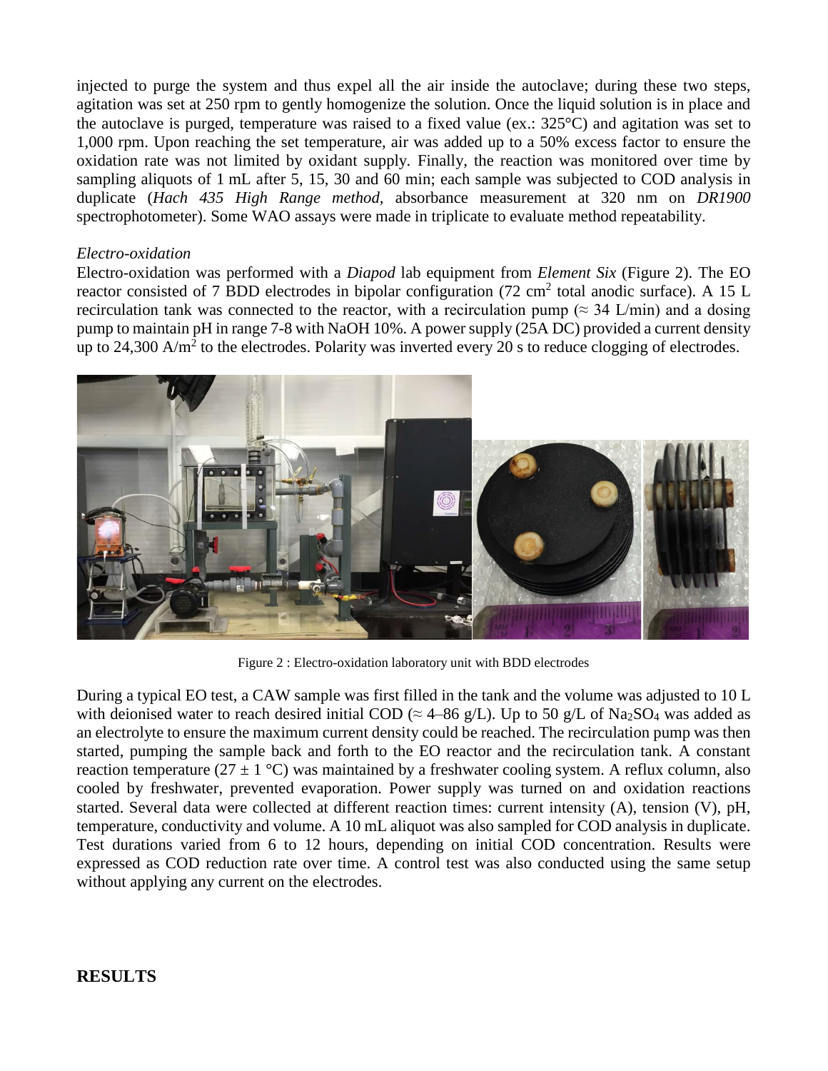injected to purge the system and thus expel all the air inside the autoclave; during these two steps, agitation was set at 250 rpm to gently homogenize the solution. Once the liquid solution is in place and the autoclave is purged, temperature was raised to a fixed value (ex.: 325°C) and agitation was set to 1,000 rpm. Upon reaching the set temperature, air was added up to a 50% excess factor to ensure the oxidation rate was not limited by oxidant supply. Finally, the reaction was monitored over time by sampling aliquots of 1 mL after 5, 15, 30 and 60 min; each sample was subjected to COD analysis in duplicate (*Hach 435 High Range method*, absorbance measurement at 320 nm on *DR1900* spectrophotometer). Some WAO assays were made in triplicate to evaluate method repeatability.

*Electro-oxidation*

Electro-oxidation was performed with a *Diapod* lab equipment from *Element Six* (Figure 2). The EO reactor consisted of 7 BDD electrodes in bipolar configuration (72 $cm^2$ total anodic surface). A 15 L recirculation tank was connected to the reactor, with a recirculation pump (≈ 34 L/min) and a dosing pump to maintain pH in range 7-8 with NaOH 10%. A power supply (25A DC) provided a current density up to 24,300 $A/m^2$ to the electrodes. Polarity was inverted every 20 s to reduce clogging of electrodes.

Figure 2 : Electro-oxidation laboratory unit with BDD electrodes

During a typical EO test, a CAW sample was first filled in the tank and the volume was adjusted to 10 L with deionised water to reach desired initial COD (≈ 4–86 g/L). Up to 50 g/L of $Na_2SO_4$ was added as an electrolyte to ensure the maximum current density could be reached. The recirculation pump was then started, pumping the sample back and forth to the EO reactor and the recirculation tank. A constant reaction temperature (27 ± 1 °C) was maintained by a freshwater cooling system. A reflux column, also cooled by freshwater, prevented evaporation. Power supply was turned on and oxidation reactions started. Several data were collected at different reaction times: current intensity (A), tension (V), pH, temperature, conductivity and volume. A 10 mL aliquot was also sampled for COD analysis in duplicate. Test durations varied from 6 to 12 hours, depending on initial COD concentration. Results were expressed as COD reduction rate over time. A control test was also conducted using the same setup without applying any current on the electrodes.

## RESULTS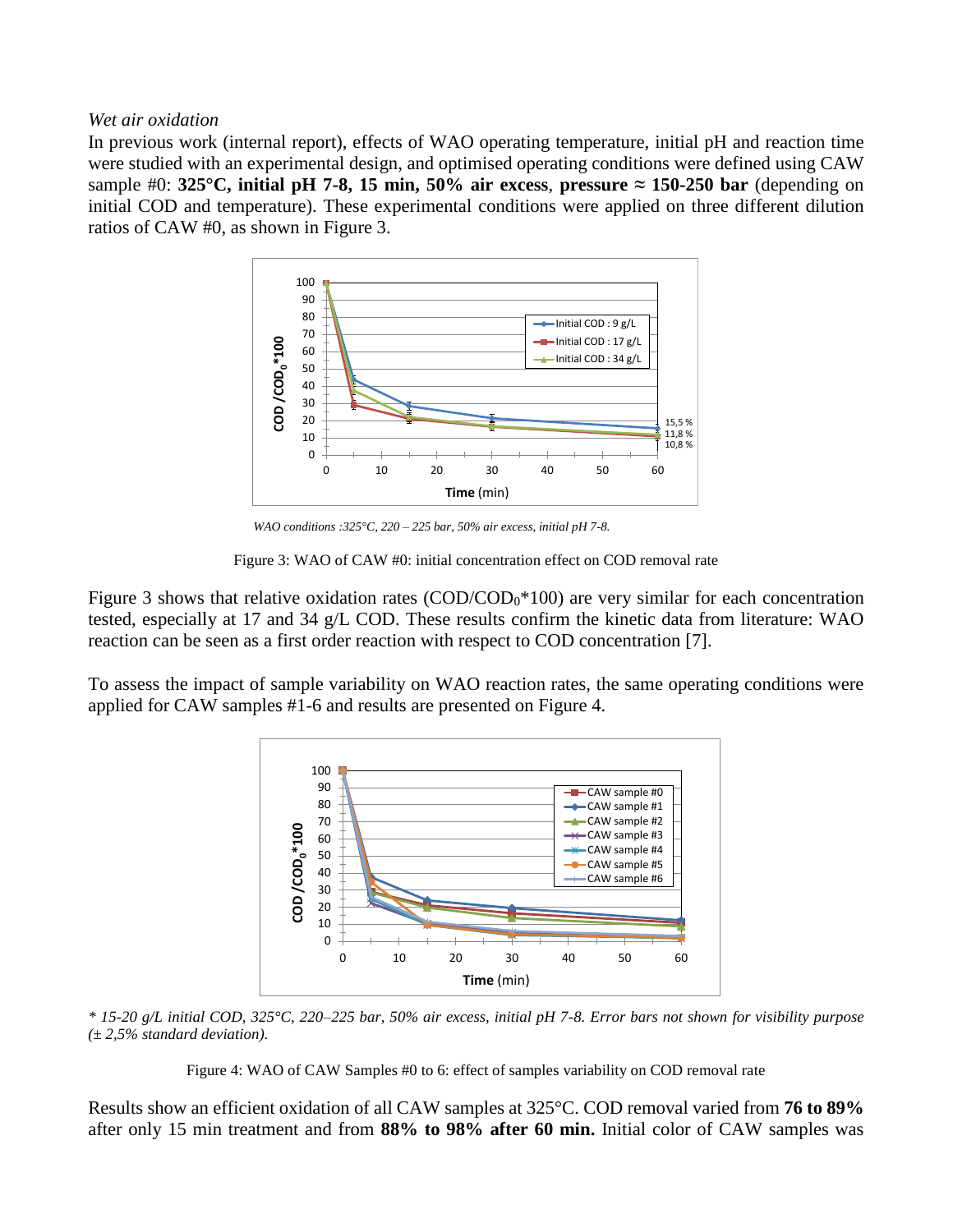*Wet air oxidation*

In previous work (internal report), effects of WAO operating temperature, initial pH and reaction time were studied with an experimental design, and optimised operating conditions were defined using CAW sample #0: **325°C, initial pH 7-8, 15 min, 50% air excess**, **pressure ≈ 150-250 bar** (depending on initial COD and temperature). These experimental conditions were applied on three different dilution ratios of CAW #0, as shown in Figure 3.

*WAO conditions :325°C, 220 – 225 bar, 50% air excess, initial pH 7-8.*

Figure 3: WAO of CAW #0: initial concentration effect on COD removal rate

Figure 3 shows that relative oxidation rates ($COD/COD_0*100$) are very similar for each concentration tested, especially at 17 and 34 g/L COD. These results confirm the kinetic data from literature: WAO reaction can be seen as a first order reaction with respect to COD concentration [7].

To assess the impact of sample variability on WAO reaction rates, the same operating conditions were applied for CAW samples #1-6 and results are presented on Figure 4.

*\* 15-20 g/L initial COD, 325°C, 220–225 bar, 50% air excess, initial pH 7-8. Error bars not shown for visibility purpose (± 2,5% standard deviation).*

Figure 4: WAO of CAW Samples #0 to 6: effect of samples variability on COD removal rate

Results show an efficient oxidation of all CAW samples at 325°C. COD removal varied from **76 to 89%** after only 15 min treatment and from **88% to 98% after 60 min.** Initial color of CAW samples was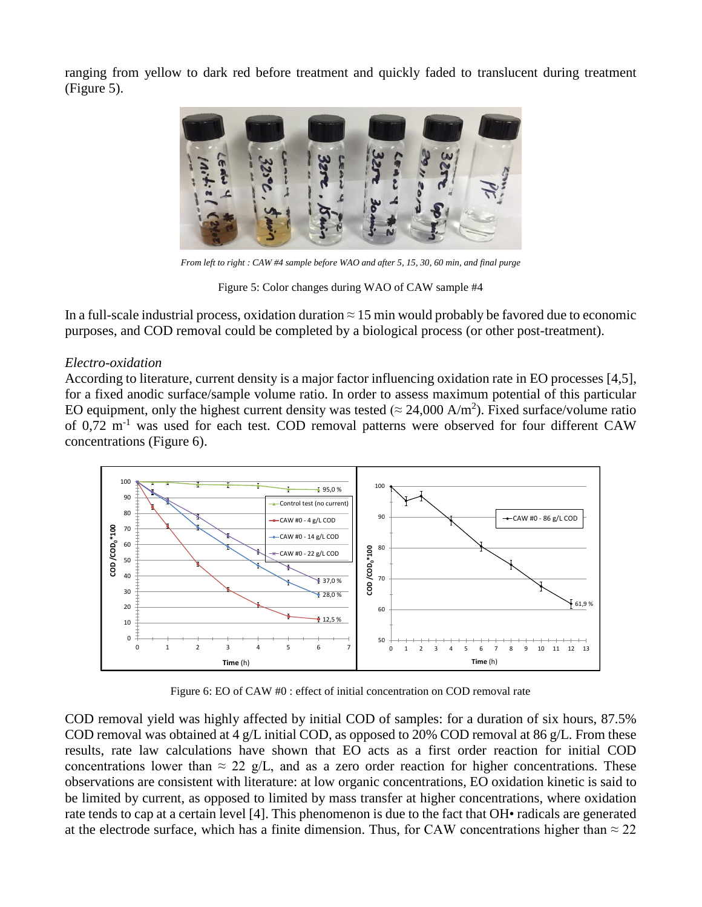ranging from yellow to dark red before treatment and quickly faded to translucent during treatment (Figure 5).

*From left to right : CAW #4 sample before WAO and after 5, 15, 30, 60 min, and final purge*

Figure 5: Color changes during WAO of CAW sample #4

In a full-scale industrial process, oxidation duration ≈ 15 min would probably be favored due to economic purposes, and COD removal could be completed by a biological process (or other post-treatment).

*Electro-oxidation*

According to literature, current density is a major factor influencing oxidation rate in EO processes [4,5], for a fixed anodic surface/sample volume ratio. In order to assess maximum potential of this particular EO equipment, only the highest current density was tested (≈ 24,000 $A/m^2$). Fixed surface/volume ratio of 0,72 $m^{-1}$ was used for each test. COD removal patterns were observed for four different CAW concentrations (Figure 6).

Figure 6: EO of CAW #0 : effect of initial concentration on COD removal rate

COD removal yield was highly affected by initial COD of samples: for a duration of six hours, 87.5% COD removal was obtained at 4 g/L initial COD, as opposed to 20% COD removal at 86 g/L. From these results, rate law calculations have shown that EO acts as a first order reaction for initial COD concentrations lower than ≈ 22 g/L, and as a zero order reaction for higher concentrations. These observations are consistent with literature: at low organic concentrations, EO oxidation kinetic is said to be limited by current, as opposed to limited by mass transfer at higher concentrations, where oxidation rate tends to cap at a certain level [4]. This phenomenon is due to the fact that OH• radicals are generated at the electrode surface, which has a finite dimension. Thus, for CAW concentrations higher than ≈ 22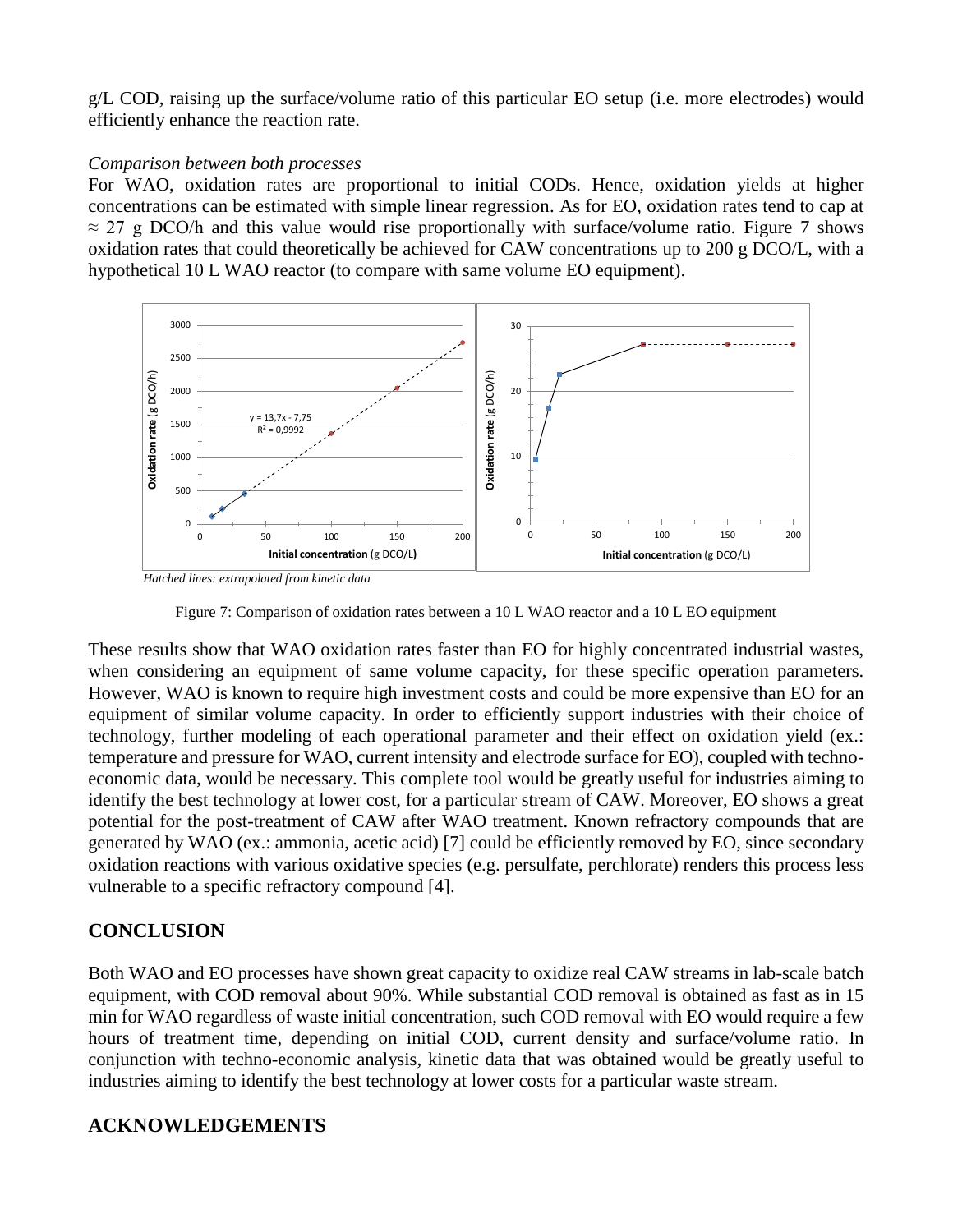g/L COD, raising up the surface/volume ratio of this particular EO setup (i.e. more electrodes) would efficiently enhance the reaction rate.

*Comparison between both processes*

For WAO, oxidation rates are proportional to initial CODs. Hence, oxidation yields at higher concentrations can be estimated with simple linear regression. As for EO, oxidation rates tend to cap at ≈ 27 g DCO/h and this value would rise proportionally with surface/volume ratio. Figure 7 shows oxidation rates that could theoretically be achieved for CAW concentrations up to 200 g DCO/L, with a hypothetical 10 L WAO reactor (to compare with same volume EO equipment).

*Hatched lines: extrapolated from kinetic data*

Figure 7: Comparison of oxidation rates between a 10 L WAO reactor and a 10 L EO equipment

These results show that WAO oxidation rates faster than EO for highly concentrated industrial wastes, when considering an equipment of same volume capacity, for these specific operation parameters. However, WAO is known to require high investment costs and could be more expensive than EO for an equipment of similar volume capacity. In order to efficiently support industries with their choice of technology, further modeling of each operational parameter and their effect on oxidation yield (ex.: temperature and pressure for WAO, current intensity and electrode surface for EO), coupled with techno-economic data, would be necessary. This complete tool would be greatly useful for industries aiming to identify the best technology at lower cost, for a particular stream of CAW. Moreover, EO shows a great potential for the post-treatment of CAW after WAO treatment. Known refractory compounds that are generated by WAO (ex.: ammonia, acetic acid) [7] could be efficiently removed by EO, since secondary oxidation reactions with various oxidative species (e.g. persulfate, perchlorate) renders this process less vulnerable to a specific refractory compound [4].

## CONCLUSION

Both WAO and EO processes have shown great capacity to oxidize real CAW streams in lab-scale batch equipment, with COD removal about 90%. While substantial COD removal is obtained as fast as in 15 min for WAO regardless of waste initial concentration, such COD removal with EO would require a few hours of treatment time, depending on initial COD, current density and surface/volume ratio. In conjunction with techno-economic analysis, kinetic data that was obtained would be greatly useful to industries aiming to identify the best technology at lower costs for a particular waste stream.

## ACKNOWLEDGEMENTS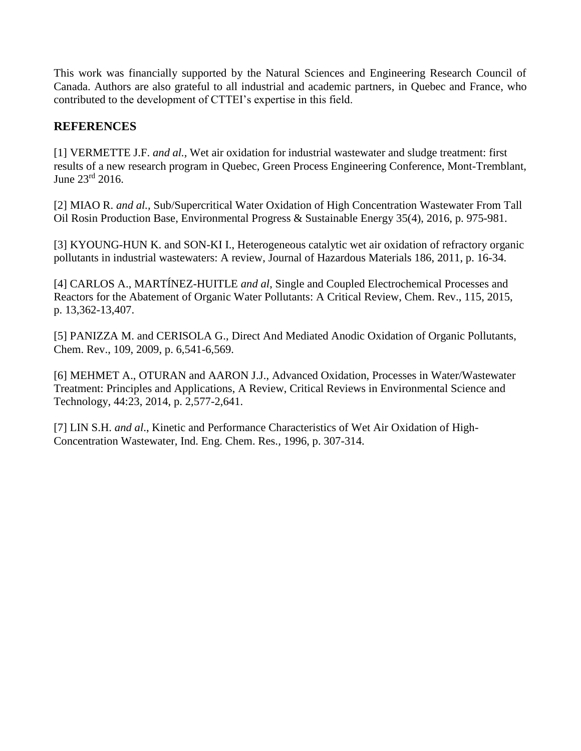This work was financially supported by the Natural Sciences and Engineering Research Council of Canada. Authors are also grateful to all industrial and academic partners, in Quebec and France, who contributed to the development of CTTEI's expertise in this field.

## REFERENCES

[1] VERMETTE J.F. *and al.*, Wet air oxidation for industrial wastewater and sludge treatment: first results of a new research program in Quebec, Green Process Engineering Conference, Mont-Tremblant, June 23rd 2016.

[2] MIAO R. *and al.*, Sub/Supercritical Water Oxidation of High Concentration Wastewater From Tall Oil Rosin Production Base, Environmental Progress & Sustainable Energy 35(4), 2016, p. 975-981.

[3] KYOUNG-HUN K. and SON-KI I., Heterogeneous catalytic wet air oxidation of refractory organic pollutants in industrial wastewaters: A review, Journal of Hazardous Materials 186, 2011, p. 16-34.

[4] CARLOS A., MARTÍNEZ-HUITLE *and al*, Single and Coupled Electrochemical Processes and Reactors for the Abatement of Organic Water Pollutants: A Critical Review, Chem. Rev., 115, 2015, p. 13,362-13,407.

[5] PANIZZA M. and CERISOLA G., Direct And Mediated Anodic Oxidation of Organic Pollutants, Chem. Rev., 109, 2009, p. 6,541-6,569.

[6] MEHMET A., OTURAN and AARON J.J., Advanced Oxidation, Processes in Water/Wastewater Treatment: Principles and Applications, A Review, Critical Reviews in Environmental Science and Technology, 44:23, 2014, p. 2,577-2,641.

[7] LIN S.H. *and al*., Kinetic and Performance Characteristics of Wet Air Oxidation of High-Concentration Wastewater, Ind. Eng. Chem. Res., 1996, p. 307-314.